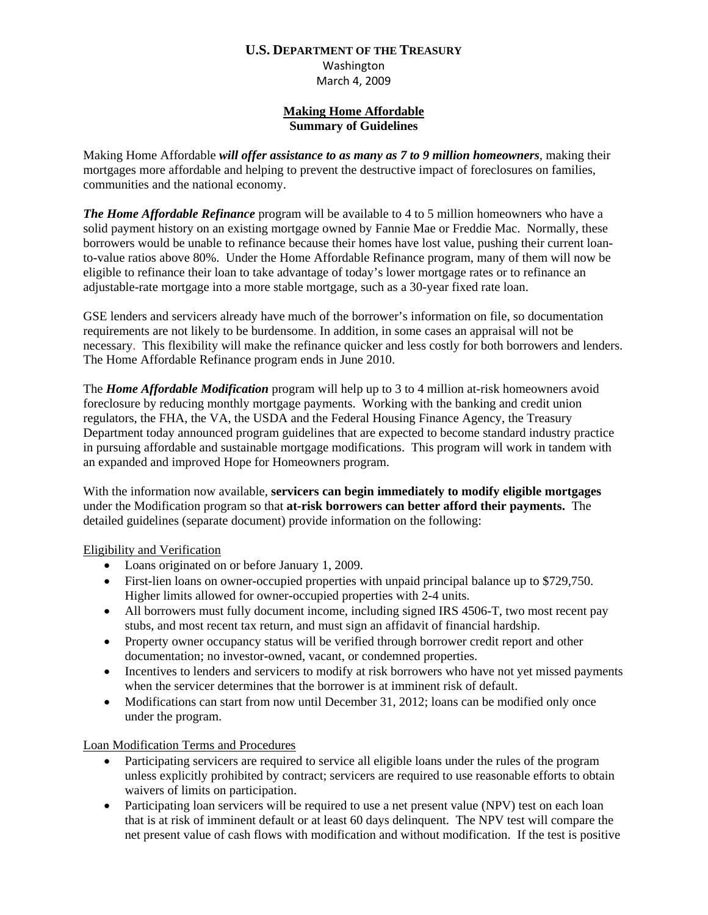**U.S. DEPARTMENT OF THE TREASURY**
Washington
March 4, 2009

**Making Home Affordable**
**Summary of Guidelines**

Making Home Affordable ***will offer assistance to as many as 7 to 9 million homeowners***, making their mortgages more affordable and helping to prevent the destructive impact of foreclosures on families, communities and the national economy.

***The Home Affordable Refinance*** program will be available to 4 to 5 million homeowners who have a solid payment history on an existing mortgage owned by Fannie Mae or Freddie Mac. Normally, these borrowers would be unable to refinance because their homes have lost value, pushing their current loan-to-value ratios above 80%. Under the Home Affordable Refinance program, many of them will now be eligible to refinance their loan to take advantage of today's lower mortgage rates or to refinance an adjustable-rate mortgage into a more stable mortgage, such as a 30-year fixed rate loan.

GSE lenders and servicers already have much of the borrower's information on file, so documentation requirements are not likely to be burdensome. In addition, in some cases an appraisal will not be necessary. This flexibility will make the refinance quicker and less costly for both borrowers and lenders. The Home Affordable Refinance program ends in June 2010.

The ***Home Affordable Modification*** program will help up to 3 to 4 million at-risk homeowners avoid foreclosure by reducing monthly mortgage payments. Working with the banking and credit union regulators, the FHA, the VA, the USDA and the Federal Housing Finance Agency, the Treasury Department today announced program guidelines that are expected to become standard industry practice in pursuing affordable and sustainable mortgage modifications. This program will work in tandem with an expanded and improved Hope for Homeowners program.

With the information now available, **servicers can begin immediately to modify eligible mortgages** under the Modification program so that **at-risk borrowers can better afford their payments.** The detailed guidelines (separate document) provide information on the following:

Eligibility and Verification

- Loans originated on or before January 1, 2009.
- First-lien loans on owner-occupied properties with unpaid principal balance up to $729,750. Higher limits allowed for owner-occupied properties with 2-4 units.
- All borrowers must fully document income, including signed IRS 4506-T, two most recent pay stubs, and most recent tax return, and must sign an affidavit of financial hardship.
- Property owner occupancy status will be verified through borrower credit report and other documentation; no investor-owned, vacant, or condemned properties.
- Incentives to lenders and servicers to modify at risk borrowers who have not yet missed payments when the servicer determines that the borrower is at imminent risk of default.
- Modifications can start from now until December 31, 2012; loans can be modified only once under the program.

Loan Modification Terms and Procedures

- Participating servicers are required to service all eligible loans under the rules of the program unless explicitly prohibited by contract; servicers are required to use reasonable efforts to obtain waivers of limits on participation.
- Participating loan servicers will be required to use a net present value (NPV) test on each loan that is at risk of imminent default or at least 60 days delinquent. The NPV test will compare the net present value of cash flows with modification and without modification. If the test is positive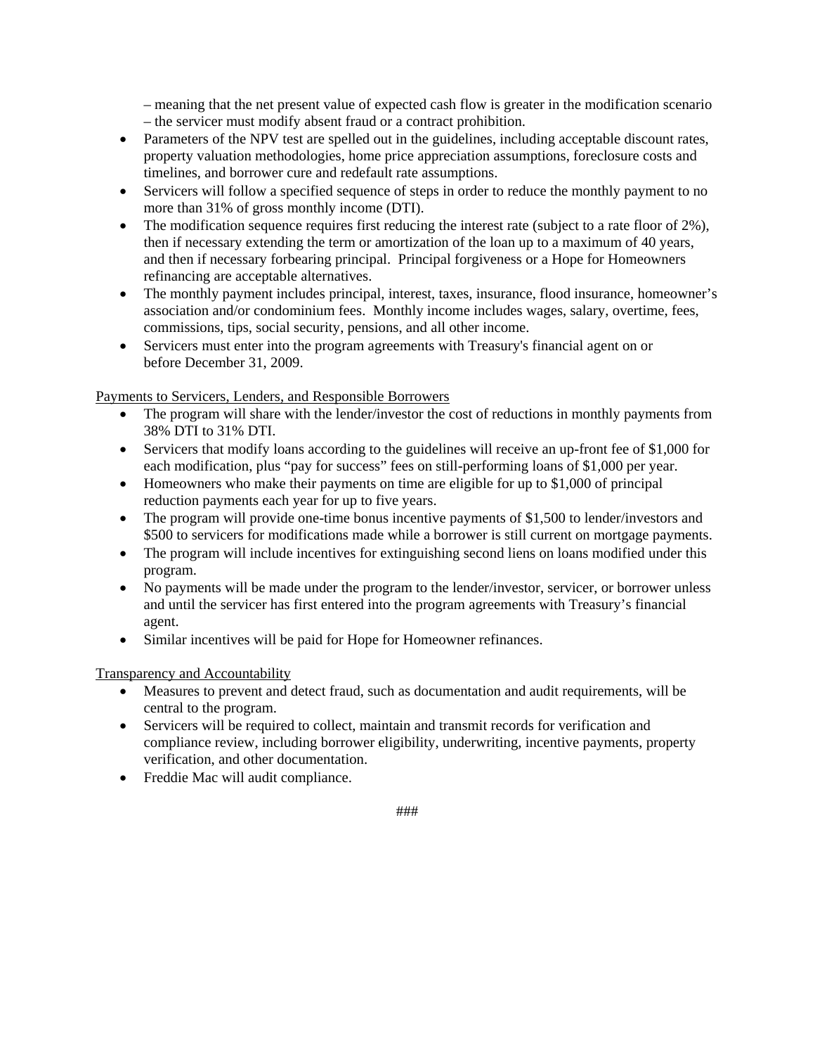– meaning that the net present value of expected cash flow is greater in the modification scenario – the servicer must modify absent fraud or a contract prohibition.

- Parameters of the NPV test are spelled out in the guidelines, including acceptable discount rates, property valuation methodologies, home price appreciation assumptions, foreclosure costs and timelines, and borrower cure and redefault rate assumptions.
- Servicers will follow a specified sequence of steps in order to reduce the monthly payment to no more than 31% of gross monthly income (DTI).
- The modification sequence requires first reducing the interest rate (subject to a rate floor of 2%), then if necessary extending the term or amortization of the loan up to a maximum of 40 years, and then if necessary forbearing principal. Principal forgiveness or a Hope for Homeowners refinancing are acceptable alternatives.
- The monthly payment includes principal, interest, taxes, insurance, flood insurance, homeowner's association and/or condominium fees. Monthly income includes wages, salary, overtime, fees, commissions, tips, social security, pensions, and all other income.
- Servicers must enter into the program agreements with Treasury's financial agent on or before December 31, 2009.

Payments to Servicers, Lenders, and Responsible Borrowers

- The program will share with the lender/investor the cost of reductions in monthly payments from 38% DTI to 31% DTI.
- Servicers that modify loans according to the guidelines will receive an up-front fee of $1,000 for each modification, plus "pay for success" fees on still-performing loans of $1,000 per year.
- Homeowners who make their payments on time are eligible for up to $1,000 of principal reduction payments each year for up to five years.
- The program will provide one-time bonus incentive payments of $1,500 to lender/investors and $500 to servicers for modifications made while a borrower is still current on mortgage payments.
- The program will include incentives for extinguishing second liens on loans modified under this program.
- No payments will be made under the program to the lender/investor, servicer, or borrower unless and until the servicer has first entered into the program agreements with Treasury's financial agent.
- Similar incentives will be paid for Hope for Homeowner refinances.

Transparency and Accountability

- Measures to prevent and detect fraud, such as documentation and audit requirements, will be central to the program.
- Servicers will be required to collect, maintain and transmit records for verification and compliance review, including borrower eligibility, underwriting, incentive payments, property verification, and other documentation.
- Freddie Mac will audit compliance.

###